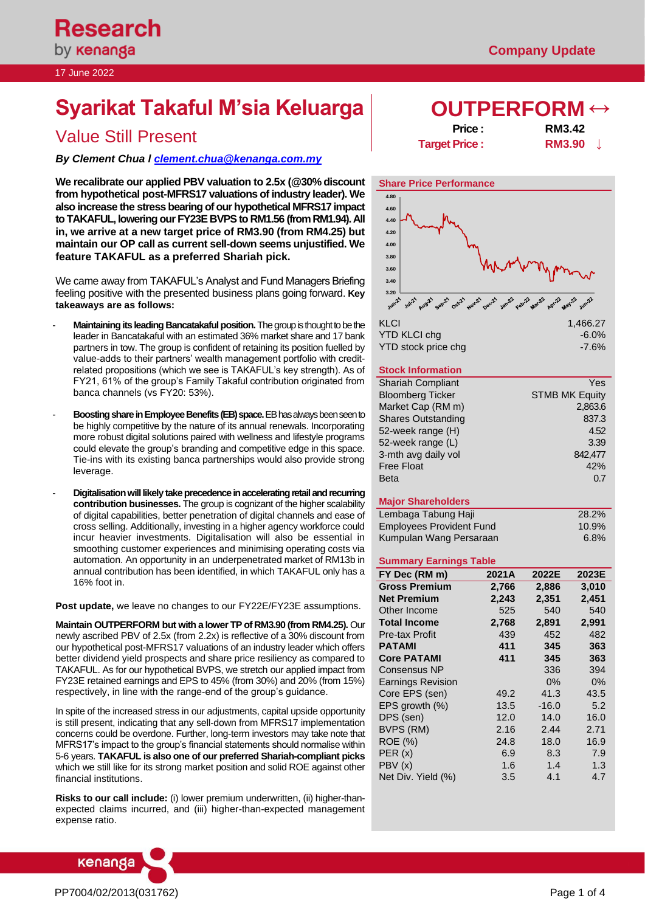Research by kenanga

17 June 2022

Company Update

# Syarikat Takaful M'sia Keluarga

## Value Still Present

***By Clement Chua / clement.chua@kenanga.com.my***

**We recalibrate our applied PBV valuation to 2.5x (@30% discount from hypothetical post-MFRS17 valuations of industry leader). We also increase the stress bearing of our hypothetical MFRS17 impact to TAKAFUL, lowering our FY23E BVPS to RM1.56 (from RM1.94). All in, we arrive at a new target price of RM3.90 (from RM4.25) but maintain our OP call as current sell-down seems unjustified. We feature TAKAFUL as a preferred Shariah pick.**

We came away from TAKAFUL's Analyst and Fund Managers Briefing feeling positive with the presented business plans going forward. **Key takeaways are as follows:**

- **Maintaining its leading Bancatakaful position.** The group is thought to be the leader in Bancatakaful with an estimated 36% market share and 17 bank partners in tow. The group is confident of retaining its position fuelled by value-adds to their partners' wealth management portfolio with credit-related propositions (which we see is TAKAFUL's key strength). As of FY21, 61% of the group's Family Takaful contribution originated from banca channels (vs FY20: 53%).

- **Boosting share in Employee Benefits (EB) space.** EB has always been seen to be highly competitive by the nature of its annual renewals. Incorporating more robust digital solutions paired with wellness and lifestyle programs could elevate the group's branding and competitive edge in this space. Tie-ins with its existing banca partnerships would also provide strong leverage.

- **Digitalisation will likely take precedence in accelerating retail and recurring contribution businesses.** The group is cognizant of the higher scalability of digital capabilities, better penetration of digital channels and ease of cross selling. Additionally, investing in a higher agency workforce could incur heavier investments. Digitalisation will also be essential in smoothing customer experiences and minimising operating costs via automation. An opportunity in an underpenetrated market of RM13b in annual contribution has been identified, in which TAKAFUL only has a 16% foot in.

**Post update,** we leave no changes to our FY22E/FY23E assumptions.

**Maintain OUTPERFORM but with a lower TP of RM3.90 (from RM4.25).** Our newly ascribed PBV of 2.5x (from 2.2x) is reflective of a 30% discount from our hypothetical post-MFRS17 valuations of an industry leader which offers better dividend yield prospects and share price resiliency as compared to TAKAFUL. As for our hypothetical BVPS, we stretch our applied impact from FY23E retained earnings and EPS to 45% (from 30%) and 20% (from 15%) respectively, in line with the range-end of the group's guidance.

In spite of the increased stress in our adjustments, capital upside opportunity is still present, indicating that any sell-down from MFRS17 implementation concerns could be overdone. Further, long-term investors may take note that MFRS17's impact to the group's financial statements should normalise within 5-6 years. **TAKAFUL is also one of our preferred Shariah-compliant picks** which we still like for its strong market position and solid ROE against other financial institutions.

**Risks to our call include:** (i) lower premium underwritten, (ii) higher-than-expected claims incurred, and (iii) higher-than-expected management expense ratio.

# OUTPERFORM ↔

| | |
|---|---|
| **Price :** | **RM3.42** |
| **Target Price :** | **RM3.90 ↓** |

### Share Price Performance

| | |
|---|---|
| KLCI | 1,466.27 |
| YTD KLCI chg | -6.0% |
| YTD stock price chg | -7.6% |

### Stock Information

| | |
|---|---|
| Shariah Compliant | Yes |
| Bloomberg Ticker | STMB MK Equity |
| Market Cap (RM m) | 2,863.6 |
| Shares Outstanding | 837.3 |
| 52-week range (H) | 4.52 |
| 52-week range (L) | 3.39 |
| 3-mth avg daily vol | 842,477 |
| Free Float | 42% |
| Beta | 0.7 |

### Major Shareholders

| | |
|---|---|
| Lembaga Tabung Haji | 28.2% |
| Employees Provident Fund | 10.9% |
| Kumpulan Wang Persaraan | 6.8% |

### Summary Earnings Table

| FY Dec (RM m) | 2021A | 2022E | 2023E |
|---|---|---|---|
| **Gross Premium** | **2,766** | **2,886** | **3,010** |
| **Net Premium** | **2,243** | **2,351** | **2,451** |
| Other Income | 525 | 540 | 540 |
| **Total Income** | **2,768** | **2,891** | **2,991** |
| Pre-tax Profit | 439 | 452 | 482 |
| **PATAMI** | **411** | **345** | **363** |
| **Core PATAMI** | **411** | **345** | **363** |
| Consensus NP | | 336 | 394 |
| Earnings Revision | | 0% | 0% |
| Core EPS (sen) | 49.2 | 41.3 | 43.5 |
| EPS growth (%) | 13.5 | -16.0 | 5.2 |
| DPS (sen) | 12.0 | 14.0 | 16.0 |
| BVPS (RM) | 2.16 | 2.44 | 2.71 |
| ROE (%) | 24.8 | 18.0 | 16.9 |
| PER (x) | 6.9 | 8.3 | 7.9 |
| PBV (x) | 1.6 | 1.4 | 1.3 |
| Net Div. Yield (%) | 3.5 | 4.1 | 4.7 |

PP7004/02/2013(031762)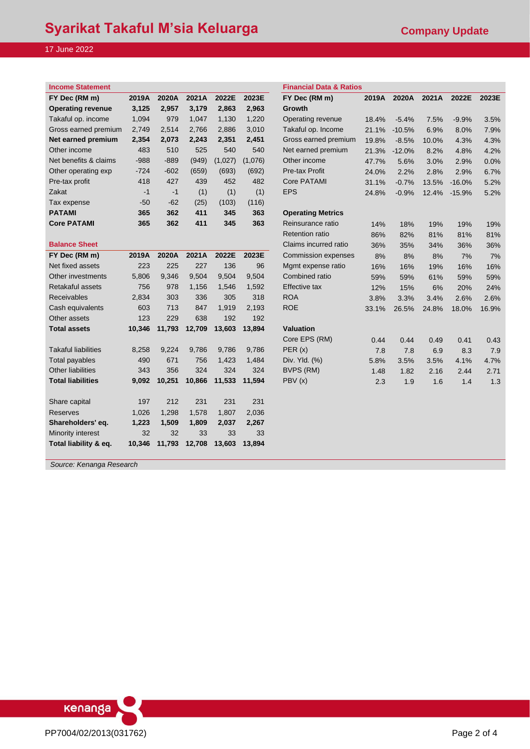# Syarikat Takaful M'sia Keluarga

**Company Update**

17 June 2022

### Income Statement

| FY Dec (RM m) | 2019A | 2020A | 2021A | 2022E | 2023E |
|---|---|---|---|---|---|
| **Operating revenue** | **3,125** | **2,957** | **3,179** | **2,863** | **2,963** |
| Takaful op. income | 1,094 | 979 | 1,047 | 1,130 | 1,220 |
| Gross earned premium | 2,749 | 2,514 | 2,766 | 2,886 | 3,010 |
| **Net earned premium** | **2,354** | **2,073** | **2,243** | **2,351** | **2,451** |
| Other income | 483 | 510 | 525 | 540 | 540 |
| Net benefits & claims | -988 | -889 | (949) | (1,027) | (1,076) |
| Other operating exp | -724 | -602 | (659) | (693) | (692) |
| Pre-tax profit | 418 | 427 | 439 | 452 | 482 |
| Zakat | -1 | -1 | (1) | (1) | (1) |
| Tax expense | -50 | -62 | (25) | (103) | (116) |
| **PATAMI** | **365** | **362** | **411** | **345** | **363** |
| **Core PATAMI** | **365** | **362** | **411** | **345** | **363** |

### Balance Sheet

| FY Dec (RM m) | 2019A | 2020A | 2021A | 2022E | 2023E |
|---|---|---|---|---|---|
| Net fixed assets | 223 | 225 | 227 | 136 | 96 |
| Other investments | 5,806 | 9,346 | 9,504 | 9,504 | 9,504 |
| Retakaful assets | 756 | 978 | 1,156 | 1,546 | 1,592 |
| Receivables | 2,834 | 303 | 336 | 305 | 318 |
| Cash equivalents | 603 | 713 | 847 | 1,919 | 2,193 |
| Other assets | 123 | 229 | 638 | 192 | 192 |
| **Total assets** | **10,346** | **11,793** | **12,709** | **13,603** | **13,894** |
| | | | | | |
| Takaful liabilities | 8,258 | 9,224 | 9,786 | 9,786 | 9,786 |
| Total payables | 490 | 671 | 756 | 1,423 | 1,484 |
| Other liabilities | 343 | 356 | 324 | 324 | 324 |
| **Total liabilities** | **9,092** | **10,251** | **10,866** | **11,533** | **11,594** |
| | | | | | |
| Share capital | 197 | 212 | 231 | 231 | 231 |
| Reserves | 1,026 | 1,298 | 1,578 | 1,807 | 2,036 |
| **Shareholders' eq.** | **1,223** | **1,509** | **1,809** | **2,037** | **2,267** |
| Minority interest | 32 | 32 | 33 | 33 | 33 |
| **Total liability & eq.** | **10,346** | **11,793** | **12,708** | **13,603** | **13,894** |

### Financial Data & Ratios

| FY Dec (RM m) | 2019A | 2020A | 2021A | 2022E | 2023E |
|---|---|---|---|---|---|
| **Growth** | | | | | |
| Operating revenue | 18.4% | -5.4% | 7.5% | -9.9% | 3.5% |
| Takaful op. Income | 21.1% | -10.5% | 6.9% | 8.0% | 7.9% |
| Gross earned premium | 19.8% | -8.5% | 10.0% | 4.3% | 4.3% |
| Net earned premium | 21.3% | -12.0% | 8.2% | 4.8% | 4.2% |
| Other income | 47.7% | 5.6% | 3.0% | 2.9% | 0.0% |
| Pre-tax Profit | 24.0% | 2.2% | 2.8% | 2.9% | 6.7% |
| Core PATAMI | 31.1% | -0.7% | 13.5% | -16.0% | 5.2% |
| EPS | 24.8% | -0.9% | 12.4% | -15.9% | 5.2% |
| | | | | | |
| **Operating Metrics** | | | | | |
| Reinsurance ratio | 14% | 18% | 19% | 19% | 19% |
| Retention ratio | 86% | 82% | 81% | 81% | 81% |
| Claims incurred ratio | 36% | 35% | 34% | 36% | 36% |
| Commission expenses | 8% | 8% | 8% | 7% | 7% |
| Mgmt expense ratio | 16% | 16% | 19% | 16% | 16% |
| Combined ratio | 59% | 59% | 61% | 59% | 59% |
| Effective tax | 12% | 15% | 6% | 20% | 24% |
| ROA | 3.8% | 3.3% | 3.4% | 2.6% | 2.6% |
| ROE | 33.1% | 26.5% | 24.8% | 18.0% | 16.9% |
| | | | | | |
| **Valuation** | | | | | |
| Core EPS (RM) | 0.44 | 0.44 | 0.49 | 0.41 | 0.43 |
| PER (x) | 7.8 | 7.8 | 6.9 | 8.3 | 7.9 |
| Div. Yld. (%) | 5.8% | 3.5% | 3.5% | 4.1% | 4.7% |
| BVPS (RM) | 1.48 | 1.82 | 2.16 | 2.44 | 2.71 |
| PBV (x) | 2.3 | 1.9 | 1.6 | 1.4 | 1.3 |

*Source: Kenanga Research*

PP7004/02/2013(031762)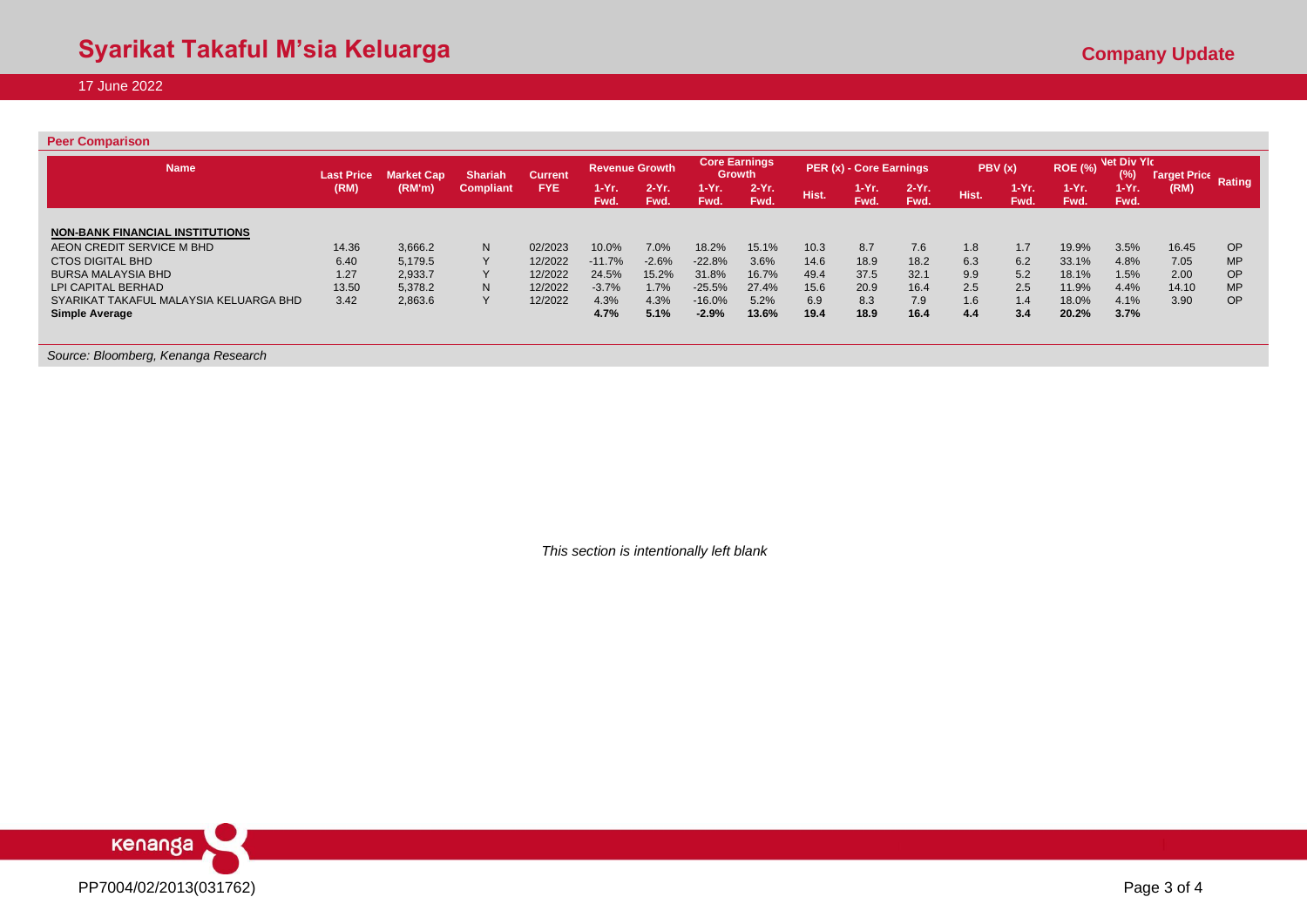## Peer Comparison

| Name | Last Price (RM) | Market Cap (RM'm) | Shariah Compliant | Current FYE | Revenue Growth | | Core Earnings Growth | | PER (x) - Core Earnings | | | PBV (x) | | ROE (%) | Net Div Yld (%) | Target Price (RM) | Rating |
|---|---|---|---|---|---|---|---|---|---|---|---|---|---|---|---|---|---|
| | | | | | 1-Yr. Fwd. | 2-Yr. Fwd. | 1-Yr. Fwd. | 2-Yr. Fwd. | Hist. | 1-Yr. Fwd. | 2-Yr. Fwd. | Hist. | 1-Yr. Fwd. | 1-Yr. Fwd. | 1-Yr. Fwd. | | |
| **NON-BANK FINANCIAL INSTITUTIONS** | | | | | | | | | | | | | | | | | |
| AEON CREDIT SERVICE M BHD | 14.36 | 3,666.2 | N | 02/2023 | 10.0% | 7.0% | 18.2% | 15.1% | 10.3 | 8.7 | 7.6 | 1.8 | 1.7 | 19.9% | 3.5% | 16.45 | OP |
| CTOS DIGITAL BHD | 6.40 | 5,179.5 | Y | 12/2022 | -11.7% | -2.6% | -22.8% | 3.6% | 14.6 | 18.9 | 18.2 | 6.3 | 6.2 | 33.1% | 4.8% | 7.05 | MP |
| BURSA MALAYSIA BHD | 1.27 | 2,933.7 | Y | 12/2022 | 24.5% | 15.2% | 31.8% | 16.7% | 49.4 | 37.5 | 32.1 | 9.9 | 5.2 | 18.1% | 1.5% | 2.00 | OP |
| LPI CAPITAL BERHAD | 13.50 | 5,378.2 | N | 12/2022 | -3.7% | 1.7% | -25.5% | 27.4% | 15.6 | 20.9 | 16.4 | 2.5 | 2.5 | 11.9% | 4.4% | 14.10 | MP |
| SYARIKAT TAKAFUL MALAYSIA KELUARGA BHD | 3.42 | 2,863.6 | Y | 12/2022 | 4.3% | 4.3% | -16.0% | 5.2% | 6.9 | 8.3 | 7.9 | 1.6 | 1.4 | 18.0% | 4.1% | 3.90 | OP |
| **Simple Average** | | | | | **4.7%** | **5.1%** | **-2.9%** | **13.6%** | **19.4** | **18.9** | **16.4** | **4.4** | **3.4** | **20.2%** | **3.7%** | | |

*Source: Bloomberg, Kenanga Research*

*This section is intentionally left blank*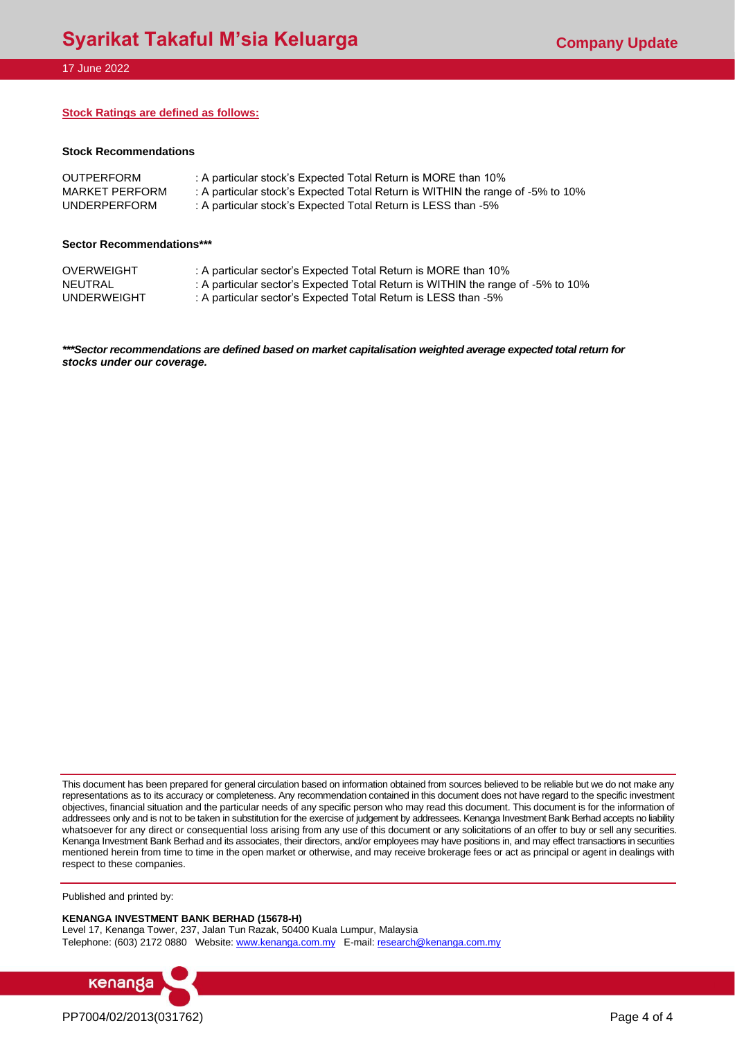**Stock Ratings are defined as follows:**

**Stock Recommendations**

| | |
|---|---|
| OUTPERFORM | : A particular stock's Expected Total Return is MORE than 10% |
| MARKET PERFORM | : A particular stock's Expected Total Return is WITHIN the range of -5% to 10% |
| UNDERPERFORM | : A particular stock's Expected Total Return is LESS than -5% |

**Sector Recommendations*****

| | |
|---|---|
| OVERWEIGHT | : A particular sector's Expected Total Return is MORE than 10% |
| NEUTRAL | : A particular sector's Expected Total Return is WITHIN the range of -5% to 10% |
| UNDERWEIGHT | : A particular sector's Expected Total Return is LESS than -5% |

***\*\*\*Sector recommendations are defined based on market capitalisation weighted average expected total return for stocks under our coverage.***

This document has been prepared for general circulation based on information obtained from sources believed to be reliable but we do not make any representations as to its accuracy or completeness. Any recommendation contained in this document does not have regard to the specific investment objectives, financial situation and the particular needs of any specific person who may read this document. This document is for the information of addressees only and is not to be taken in substitution for the exercise of judgement by addressees. Kenanga Investment Bank Berhad accepts no liability whatsoever for any direct or consequential loss arising from any use of this document or any solicitations of an offer to buy or sell any securities. Kenanga Investment Bank Berhad and its associates, their directors, and/or employees may have positions in, and may effect transactions in securities mentioned herein from time to time in the open market or otherwise, and may receive brokerage fees or act as principal or agent in dealings with respect to these companies.

Published and printed by:

**KENANGA INVESTMENT BANK BERHAD (15678-H)**
Level 17, Kenanga Tower, 237, Jalan Tun Razak, 50400 Kuala Lumpur, Malaysia
Telephone: (603) 2172 0880 Website: www.kenanga.com.my E-mail: research@kenanga.com.my

PP7004/02/2013(031762)